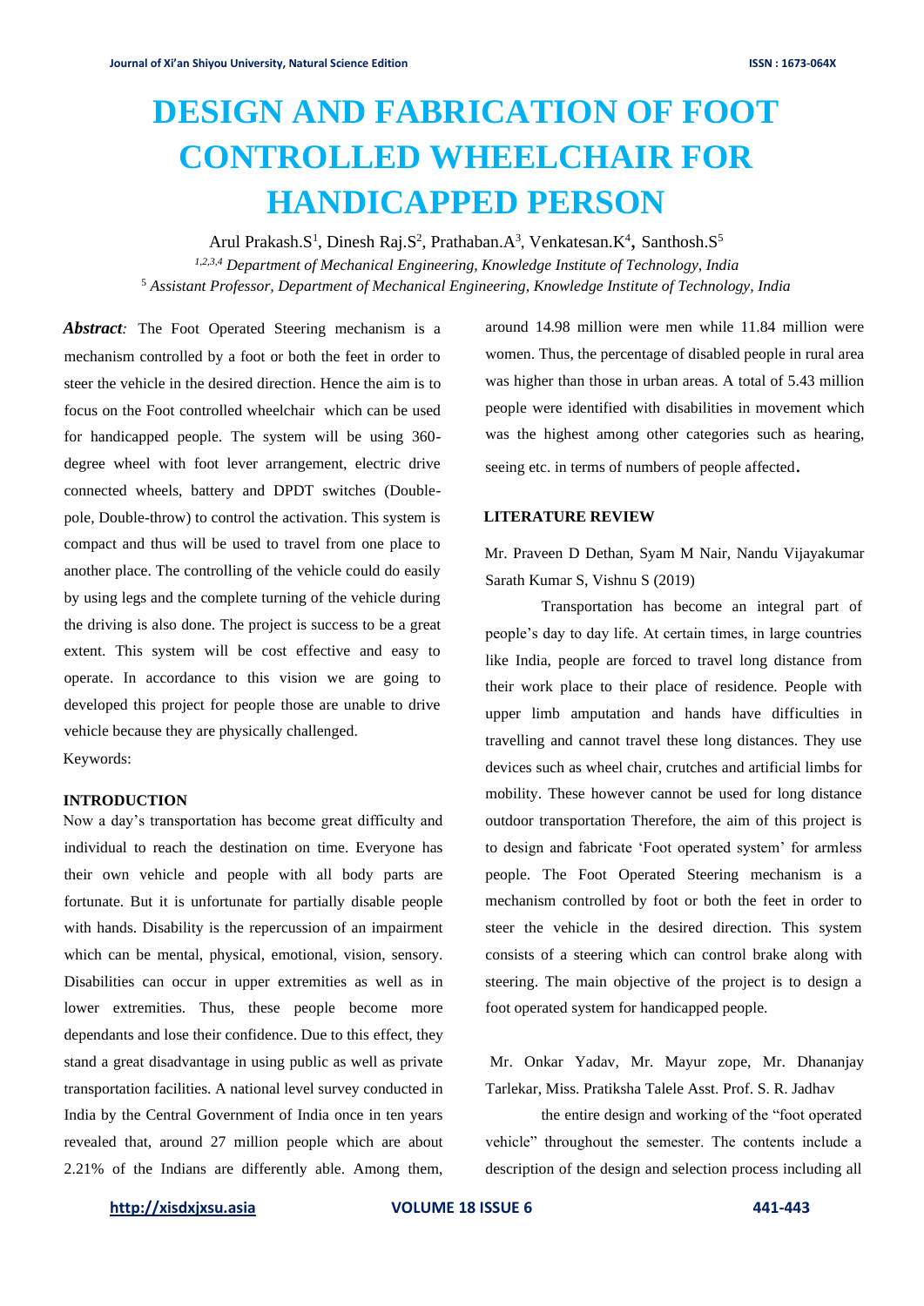# DESIGN AND FABRICATION OF FOOT CONTROLLED WHEELCHAIR FOR HANDICAPPED PERSON

Arul Prakash.S[1], Dinesh Raj.S[2], Prathaban.A[3], Venkatesan.K[4], Santhosh.S[5]

[1,2,3,4] *Department of Mechanical Engineering, Knowledge Institute of Technology, India*

[5] *Assistant Professor, Department of Mechanical Engineering, Knowledge Institute of Technology, India*

***Abstract**:* The Foot Operated Steering mechanism is a mechanism controlled by a foot or both the feet in order to steer the vehicle in the desired direction. Hence the aim is to focus on the Foot controlled wheelchair which can be used for handicapped people. The system will be using 360-degree wheel with foot lever arrangement, electric drive connected wheels, battery and DPDT switches (Double-pole, Double-throw) to control the activation. This system is compact and thus will be used to travel from one place to another place. The controlling of the vehicle could do easily by using legs and the complete turning of the vehicle during the driving is also done. The project is success to be a great extent. This system will be cost effective and easy to operate. In accordance to this vision we are going to developed this project for people those are unable to drive vehicle because they are physically challenged.

Keywords:

## INTRODUCTION

Now a day's transportation has become great difficulty and individual to reach the destination on time. Everyone has their own vehicle and people with all body parts are fortunate. But it is unfortunate for partially disable people with hands. Disability is the repercussion of an impairment which can be mental, physical, emotional, vision, sensory. Disabilities can occur in upper extremities as well as in lower extremities. Thus, these people become more dependants and lose their confidence. Due to this effect, they stand a great disadvantage in using public as well as private transportation facilities. A national level survey conducted in India by the Central Government of India once in ten years revealed that, around 27 million people which are about 2.21% of the Indians are differently able. Among them, around 14.98 million were men while 11.84 million were women. Thus, the percentage of disabled people in rural area was higher than those in urban areas. A total of 5.43 million people were identified with disabilities in movement which was the highest among other categories such as hearing, seeing etc. in terms of numbers of people affected.

## LITERATURE REVIEW

Mr. Praveen D Dethan, Syam M Nair, Nandu Vijayakumar Sarath Kumar S, Vishnu S (2019)

Transportation has become an integral part of people's day to day life. At certain times, in large countries like India, people are forced to travel long distance from their work place to their place of residence. People with upper limb amputation and hands have difficulties in travelling and cannot travel these long distances. They use devices such as wheel chair, crutches and artificial limbs for mobility. These however cannot be used for long distance outdoor transportation Therefore, the aim of this project is to design and fabricate 'Foot operated system' for armless people. The Foot Operated Steering mechanism is a mechanism controlled by foot or both the feet in order to steer the vehicle in the desired direction. This system consists of a steering which can control brake along with steering. The main objective of the project is to design a foot operated system for handicapped people.

Mr. Onkar Yadav, Mr. Mayur zope, Mr. Dhananjay Tarlekar, Miss. Pratiksha Talele Asst. Prof. S. R. Jadhav

the entire design and working of the "foot operated vehicle" throughout the semester. The contents include a description of the design and selection process including all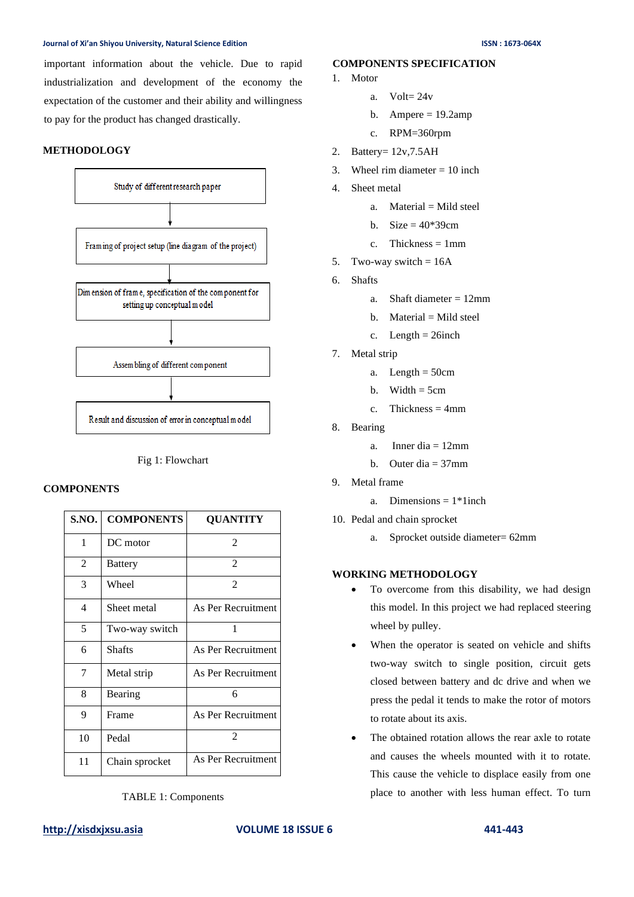important information about the vehicle. Due to rapid industrialization and development of the economy the expectation of the customer and their ability and willingness to pay for the product has changed drastically.

## METHODOLOGY

Study of different research paper

↓

Framing of project setup (line diagram of the project)

↓

Dimension of frame, specification of the component for setting up conceptual model

↓

Assembling of different component

↓

Result and discussion of error in conceptual model

Fig 1: Flowchart

## COMPONENTS

| S.NO. | COMPONENTS | QUANTITY |
|---|---|---|
| 1 | DC motor | 2 |
| 2 | Battery | 2 |
| 3 | Wheel | 2 |
| 4 | Sheet metal | As Per Recruitment |
| 5 | Two-way switch | 1 |
| 6 | Shafts | As Per Recruitment |
| 7 | Metal strip | As Per Recruitment |
| 8 | Bearing | 6 |
| 9 | Frame | As Per Recruitment |
| 10 | Pedal | 2 |
| 11 | Chain sprocket | As Per Recruitment |

TABLE 1: Components

## COMPONENTS SPECIFICATION

1. Motor
   a. Volt= 24v
   b. Ampere = 19.2amp
   c. RPM=360rpm
2. Battery= 12v,7.5AH
3. Wheel rim diameter = 10 inch
4. Sheet metal
   a. Material = Mild steel
   b. Size = 40*39cm
   c. Thickness = 1mm
5. Two-way switch = 16A
6. Shafts
   a. Shaft diameter = 12mm
   b. Material = Mild steel
   c. Length = 26inch
7. Metal strip
   a. Length = 50cm
   b. Width = 5cm
   c. Thickness = 4mm
8. Bearing
   a. Inner dia = 12mm
   b. Outer dia = 37mm
9. Metal frame
   a. Dimensions = 1*1inch
10. Pedal and chain sprocket
    a. Sprocket outside diameter= 62mm

## WORKING METHODOLOGY

- To overcome from this disability, we had design this model. In this project we had replaced steering wheel by pulley.
- When the operator is seated on vehicle and shifts two-way switch to single position, circuit gets closed between battery and dc drive and when we press the pedal it tends to make the rotor of motors to rotate about its axis.
- The obtained rotation allows the rear axle to rotate and causes the wheels mounted with it to rotate. This cause the vehicle to displace easily from one place to another with less human effect. To turn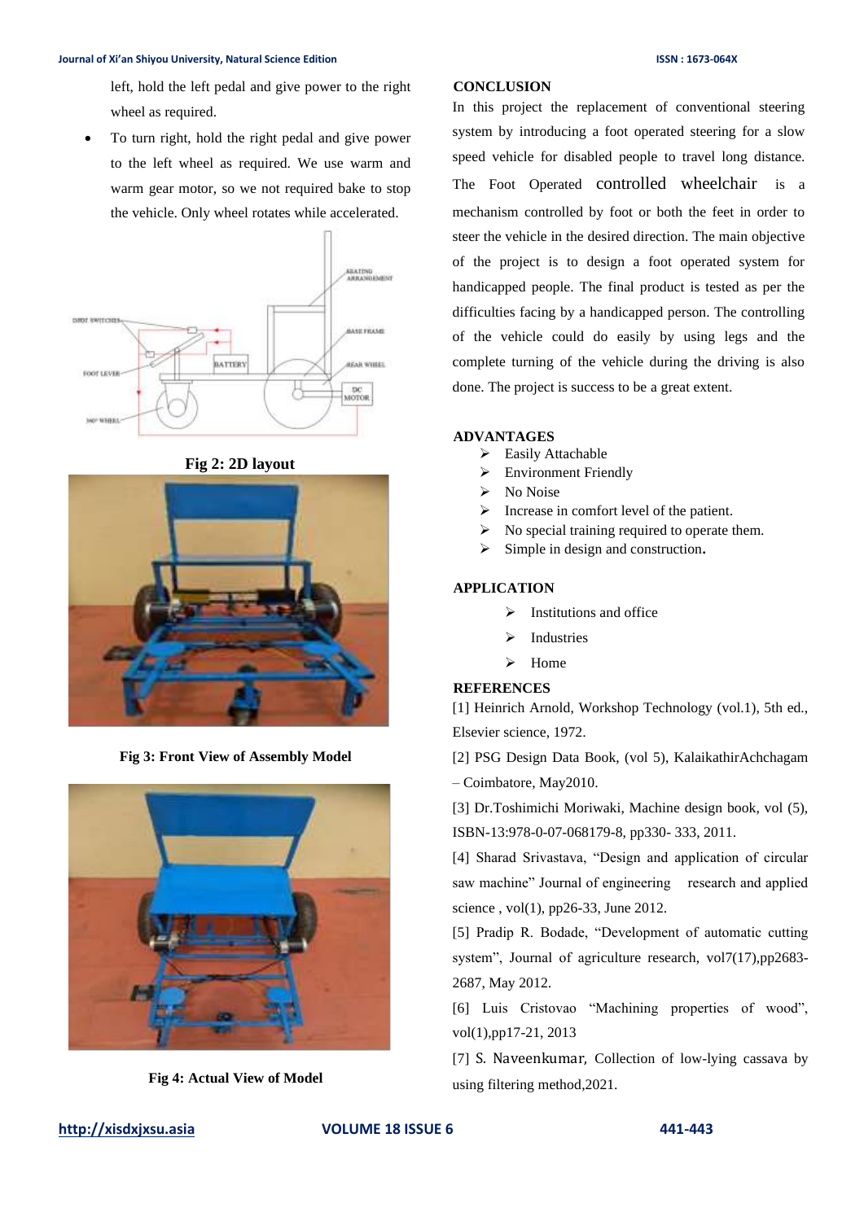left, hold the left pedal and give power to the right wheel as required.

- To turn right, hold the right pedal and give power to the left wheel as required. We use warm and warm gear motor, so we not required bake to stop the vehicle. Only wheel rotates while accelerated.

SEATING ARRANGEMENT
DPDT SWITCHES
BASE FRAME
BATTERY
FOOT LEVER
REAR WHEEL
DC MOTOR
360° WHEEL

**Fig 2: 2D layout**

**Fig 3: Front View of Assembly Model**

**Fig 4: Actual View of Model**

## CONCLUSION

In this project the replacement of conventional steering system by introducing a foot operated steering for a slow speed vehicle for disabled people to travel long distance. The Foot Operated controlled wheelchair is a mechanism controlled by foot or both the feet in order to steer the vehicle in the desired direction. The main objective of the project is to design a foot operated system for handicapped people. The final product is tested as per the difficulties facing by a handicapped person. The controlling of the vehicle could do easily by using legs and the complete turning of the vehicle during the driving is also done. The project is success to be a great extent.

## ADVANTAGES

- Easily Attachable
- Environment Friendly
- No Noise
- Increase in comfort level of the patient.
- No special training required to operate them.
- Simple in design and construction.

## APPLICATION

- Institutions and office
- Industries
- Home

## REFERENCES

[1] Heinrich Arnold, Workshop Technology (vol.1), 5th ed., Elsevier science, 1972.

[2] PSG Design Data Book, (vol 5), KalaikathirAchchagam – Coimbatore, May2010.

[3] Dr.Toshimichi Moriwaki, Machine design book, vol (5), ISBN-13:978-0-07-068179-8, pp330- 333, 2011.

[4] Sharad Srivastava, "Design and application of circular saw machine" Journal of engineering research and applied science , vol(1), pp26-33, June 2012.

[5] Pradip R. Bodade, "Development of automatic cutting system", Journal of agriculture research, vol7(17),pp2683-2687, May 2012.

[6] Luis Cristovao "Machining properties of wood", vol(1),pp17-21, 2013

[7] S. Naveenkumar, Collection of low-lying cassava by using filtering method,2021.